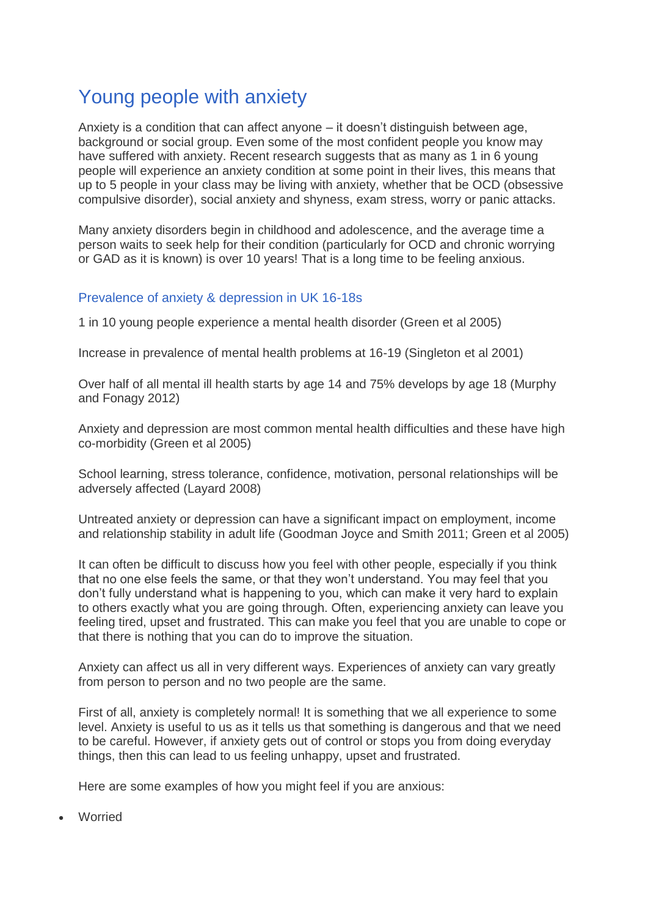# Young people with anxiety

Anxiety is a condition that can affect anyone – it doesn't distinguish between age, background or social group. Even some of the most confident people you know may have suffered with anxiety. Recent research suggests that as many as 1 in 6 young people will experience an anxiety condition at some point in their lives, this means that up to 5 people in your class may be living with anxiety, whether that be OCD (obsessive compulsive disorder), social anxiety and shyness, exam stress, worry or panic attacks.

Many anxiety disorders begin in childhood and adolescence, and the average time a person waits to seek help for their condition (particularly for OCD and chronic worrying or GAD as it is known) is over 10 years! That is a long time to be feeling anxious.

## Prevalence of anxiety & depression in UK 16-18s

1 in 10 young people experience a mental health disorder (Green et al 2005)

Increase in prevalence of mental health problems at 16-19 (Singleton et al 2001)

Over half of all mental ill health starts by age 14 and 75% develops by age 18 (Murphy and Fonagy 2012)

Anxiety and depression are most common mental health difficulties and these have high co-morbidity (Green et al 2005)

School learning, stress tolerance, confidence, motivation, personal relationships will be adversely affected (Layard 2008)

Untreated anxiety or depression can have a significant impact on employment, income and relationship stability in adult life (Goodman Joyce and Smith 2011; Green et al 2005)

It can often be difficult to discuss how you feel with other people, especially if you think that no one else feels the same, or that they won't understand. You may feel that you don't fully understand what is happening to you, which can make it very hard to explain to others exactly what you are going through. Often, experiencing anxiety can leave you feeling tired, upset and frustrated. This can make you feel that you are unable to cope or that there is nothing that you can do to improve the situation.

Anxiety can affect us all in very different ways. Experiences of anxiety can vary greatly from person to person and no two people are the same.

First of all, anxiety is completely normal! It is something that we all experience to some level. Anxiety is useful to us as it tells us that something is dangerous and that we need to be careful. However, if anxiety gets out of control or stops you from doing everyday things, then this can lead to us feeling unhappy, upset and frustrated.

Here are some examples of how you might feel if you are anxious:

- Worried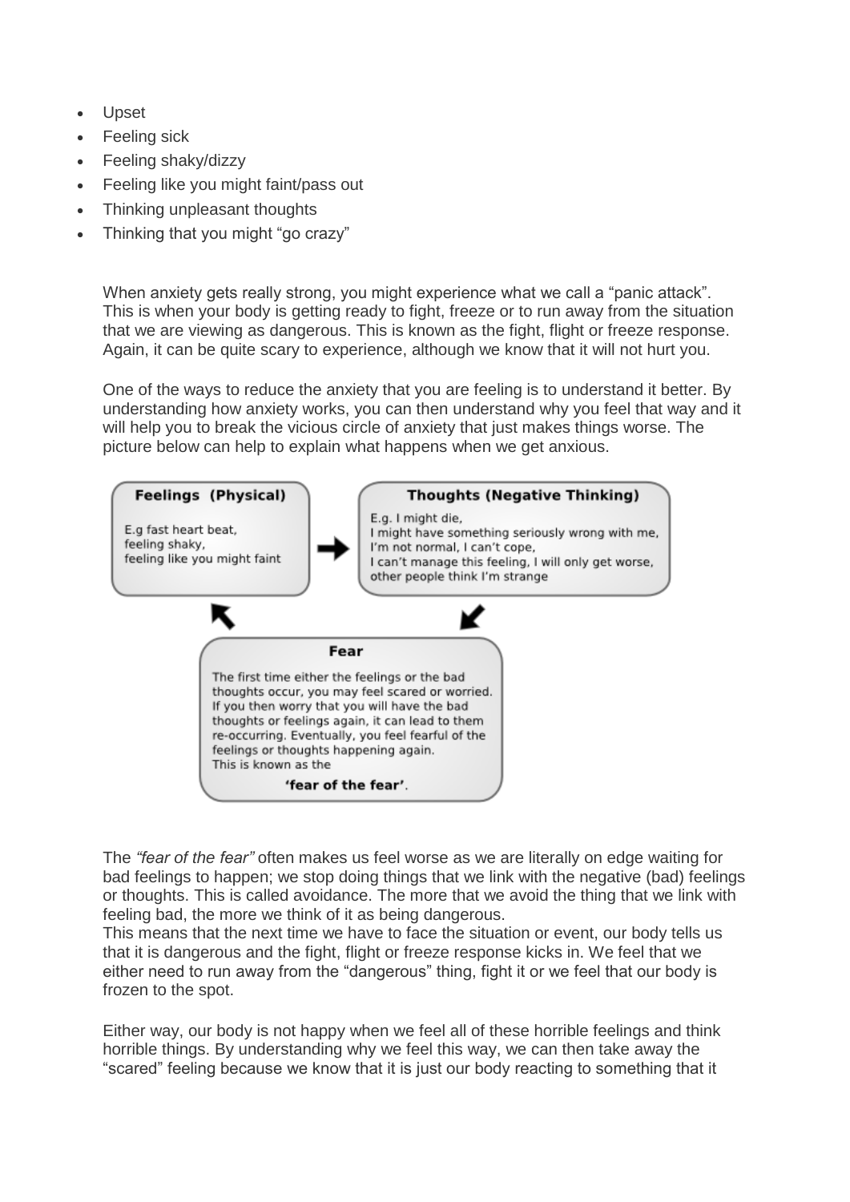- Upset
- Feeling sick
- Feeling shaky/dizzy
- Feeling like you might faint/pass out
- Thinking unpleasant thoughts
- Thinking that you might "go crazy"

When anxiety gets really strong, you might experience what we call a "panic attack". This is when your body is getting ready to fight, freeze or to run away from the situation that we are viewing as dangerous. This is known as the fight, flight or freeze response. Again, it can be quite scary to experience, although we know that it will not hurt you.

One of the ways to reduce the anxiety that you are feeling is to understand it better. By understanding how anxiety works, you can then understand why you feel that way and it will help you to break the vicious circle of anxiety that just makes things worse. The picture below can help to explain what happens when we get anxious.

**Feelings (Physical)**

E.g fast heart beat,
feeling shaky,
feeling like you might faint

**Thoughts (Negative Thinking)**

E.g. I might die,
I might have something seriously wrong with me,
I'm not normal, I can't cope,
I can't manage this feeling, I will only get worse,
other people think I'm strange

**Fear**

The first time either the feelings or the bad thoughts occur, you may feel scared or worried. If you then worry that you will have the bad thoughts or feelings again, it can lead to them re-occurring. Eventually, you feel fearful of the feelings or thoughts happening again. This is known as the

**'fear of the fear'**.

The *"fear of the fear"* often makes us feel worse as we are literally on edge waiting for bad feelings to happen; we stop doing things that we link with the negative (bad) feelings or thoughts. This is called avoidance. The more that we avoid the thing that we link with feeling bad, the more we think of it as being dangerous.
This means that the next time we have to face the situation or event, our body tells us that it is dangerous and the fight, flight or freeze response kicks in. We feel that we either need to run away from the "dangerous" thing, fight it or we feel that our body is frozen to the spot.

Either way, our body is not happy when we feel all of these horrible feelings and think horrible things. By understanding why we feel this way, we can then take away the "scared" feeling because we know that it is just our body reacting to something that it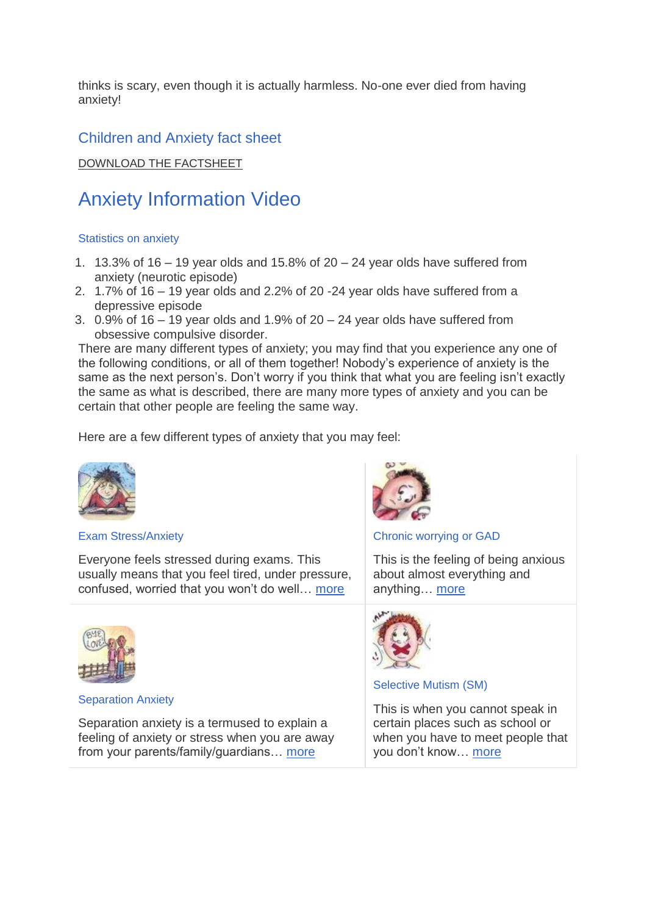thinks is scary, even though it is actually harmless. No-one ever died from having anxiety!

### Children and Anxiety fact sheet

DOWNLOAD THE FACTSHEET

## Anxiety Information Video

#### Statistics on anxiety

1. 13.3% of 16 – 19 year olds and 15.8% of 20 – 24 year olds have suffered from anxiety (neurotic episode)
2. 1.7% of 16 – 19 year olds and 2.2% of 20 -24 year olds have suffered from a depressive episode
3. 0.9% of 16 – 19 year olds and 1.9% of 20 – 24 year olds have suffered from obsessive compulsive disorder.

There are many different types of anxiety; you may find that you experience any one of the following conditions, or all of them together! Nobody's experience of anxiety is the same as the next person's. Don't worry if you think that what you are feeling isn't exactly the same as what is described, there are many more types of anxiety and you can be certain that other people are feeling the same way.

Here are a few different types of anxiety that you may feel:

#### Exam Stress/Anxiety

Everyone feels stressed during exams. This usually means that you feel tired, under pressure, confused, worried that you won't do well… more

#### Chronic worrying or GAD

This is the feeling of being anxious about almost everything and anything… more

#### Separation Anxiety

Separation anxiety is a termused to explain a feeling of anxiety or stress when you are away from your parents/family/guardians… more

#### Selective Mutism (SM)

This is when you cannot speak in certain places such as school or when you have to meet people that you don't know… more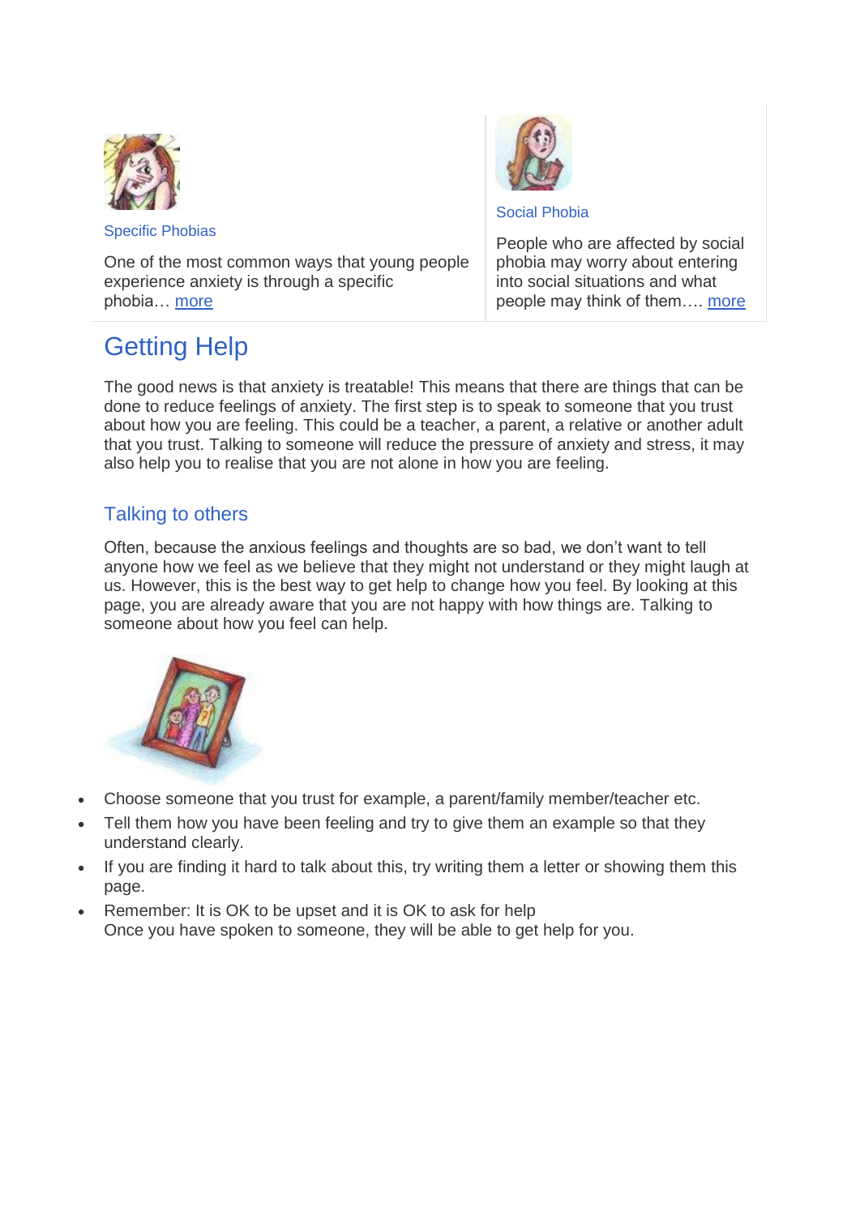Specific Phobias

One of the most common ways that young people experience anxiety is through a specific phobia… more

Social Phobia

People who are affected by social phobia may worry about entering into social situations and what people may think of them…. more

# Getting Help

The good news is that anxiety is treatable! This means that there are things that can be done to reduce feelings of anxiety. The first step is to speak to someone that you trust about how you are feeling. This could be a teacher, a parent, a relative or another adult that you trust. Talking to someone will reduce the pressure of anxiety and stress, it may also help you to realise that you are not alone in how you are feeling.

## Talking to others

Often, because the anxious feelings and thoughts are so bad, we don't want to tell anyone how we feel as we believe that they might not understand or they might laugh at us. However, this is the best way to get help to change how you feel. By looking at this page, you are already aware that you are not happy with how things are. Talking to someone about how you feel can help.

- Choose someone that you trust for example, a parent/family member/teacher etc.
- Tell them how you have been feeling and try to give them an example so that they understand clearly.
- If you are finding it hard to talk about this, try writing them a letter or showing them this page.
- Remember: It is OK to be upset and it is OK to ask for help
  Once you have spoken to someone, they will be able to get help for you.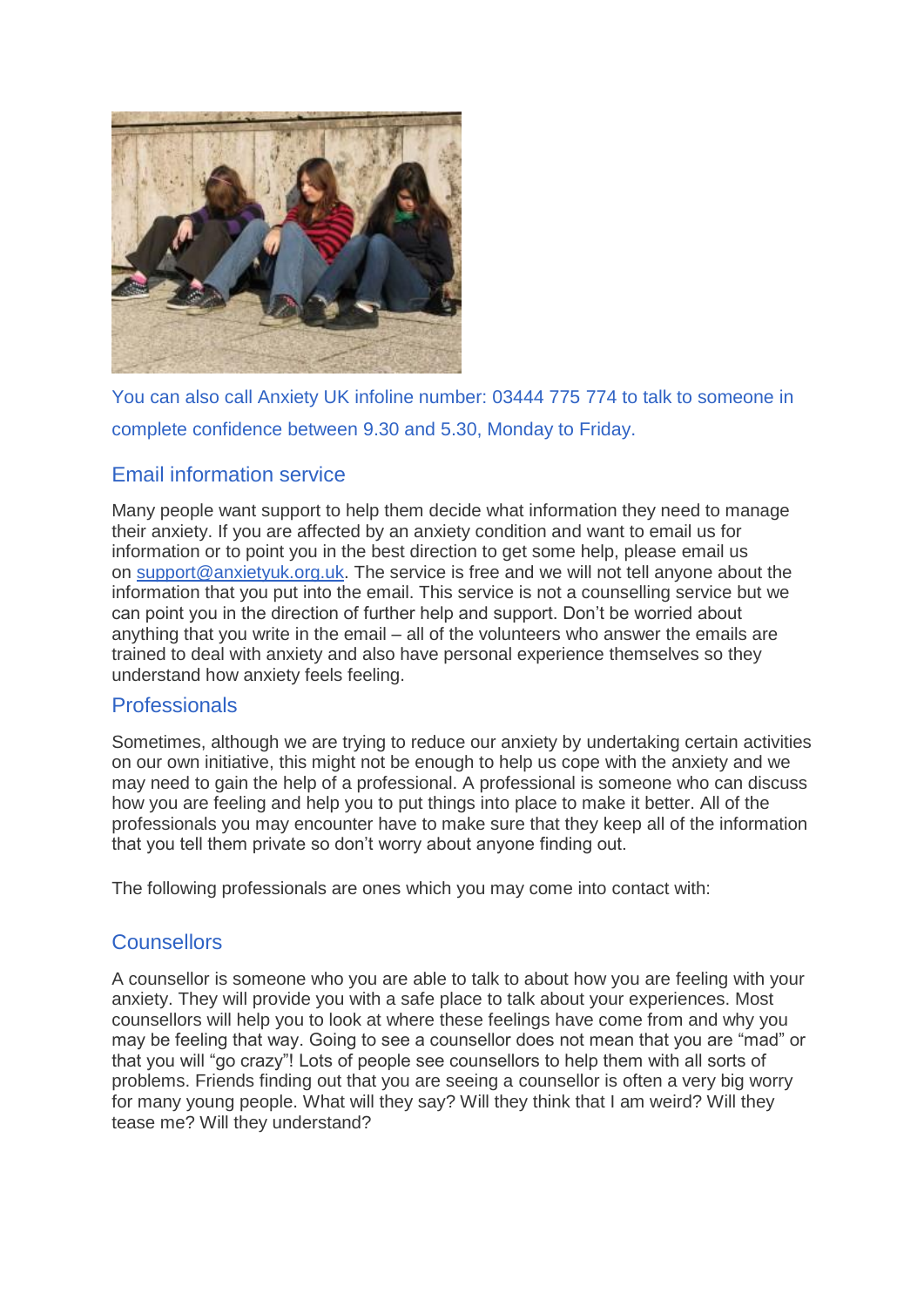You can also call Anxiety UK infoline number: 03444 775 774 to talk to someone in complete confidence between 9.30 and 5.30, Monday to Friday.

## Email information service

Many people want support to help them decide what information they need to manage their anxiety. If you are affected by an anxiety condition and want to email us for information or to point you in the best direction to get some help, please email us on support@anxietyuk.org.uk. The service is free and we will not tell anyone about the information that you put into the email. This service is not a counselling service but we can point you in the direction of further help and support. Don't be worried about anything that you write in the email – all of the volunteers who answer the emails are trained to deal with anxiety and also have personal experience themselves so they understand how anxiety feels feeling.

## Professionals

Sometimes, although we are trying to reduce our anxiety by undertaking certain activities on our own initiative, this might not be enough to help us cope with the anxiety and we may need to gain the help of a professional. A professional is someone who can discuss how you are feeling and help you to put things into place to make it better. All of the professionals you may encounter have to make sure that they keep all of the information that you tell them private so don't worry about anyone finding out.

The following professionals are ones which you may come into contact with:

## Counsellors

A counsellor is someone who you are able to talk to about how you are feeling with your anxiety. They will provide you with a safe place to talk about your experiences. Most counsellors will help you to look at where these feelings have come from and why you may be feeling that way. Going to see a counsellor does not mean that you are "mad" or that you will "go crazy"! Lots of people see counsellors to help them with all sorts of problems. Friends finding out that you are seeing a counsellor is often a very big worry for many young people. What will they say? Will they think that I am weird? Will they tease me? Will they understand?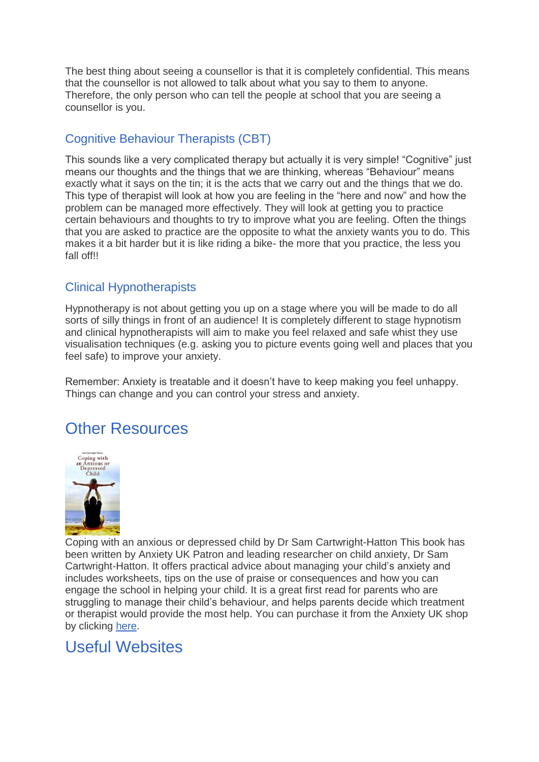The best thing about seeing a counsellor is that it is completely confidential. This means that the counsellor is not allowed to talk about what you say to them to anyone. Therefore, the only person who can tell the people at school that you are seeing a counsellor is you.

### Cognitive Behaviour Therapists (CBT)

This sounds like a very complicated therapy but actually it is very simple! “Cognitive” just means our thoughts and the things that we are thinking, whereas “Behaviour” means exactly what it says on the tin; it is the acts that we carry out and the things that we do. This type of therapist will look at how you are feeling in the “here and now” and how the problem can be managed more effectively. They will look at getting you to practice certain behaviours and thoughts to try to improve what you are feeling. Often the things that you are asked to practice are the opposite to what the anxiety wants you to do. This makes it a bit harder but it is like riding a bike- the more that you practice, the less you fall off!!

### Clinical Hypnotherapists

Hypnotherapy is not about getting you up on a stage where you will be made to do all sorts of silly things in front of an audience! It is completely different to stage hypnotism and clinical hypnotherapists will aim to make you feel relaxed and safe whist they use visualisation techniques (e.g. asking you to picture events going well and places that you feel safe) to improve your anxiety.

Remember: Anxiety is treatable and it doesn’t have to keep making you feel unhappy. Things can change and you can control your stress and anxiety.

## Other Resources

Coping with an anxious or depressed child by Dr Sam Cartwright-Hatton This book has been written by Anxiety UK Patron and leading researcher on child anxiety, Dr Sam Cartwright-Hatton. It offers practical advice about managing your child’s anxiety and includes worksheets, tips on the use of praise or consequences and how you can engage the school in helping your child. It is a great first read for parents who are struggling to manage their child’s behaviour, and helps parents decide which treatment or therapist would provide the most help. You can purchase it from the Anxiety UK shop by clicking here.

## Useful Websites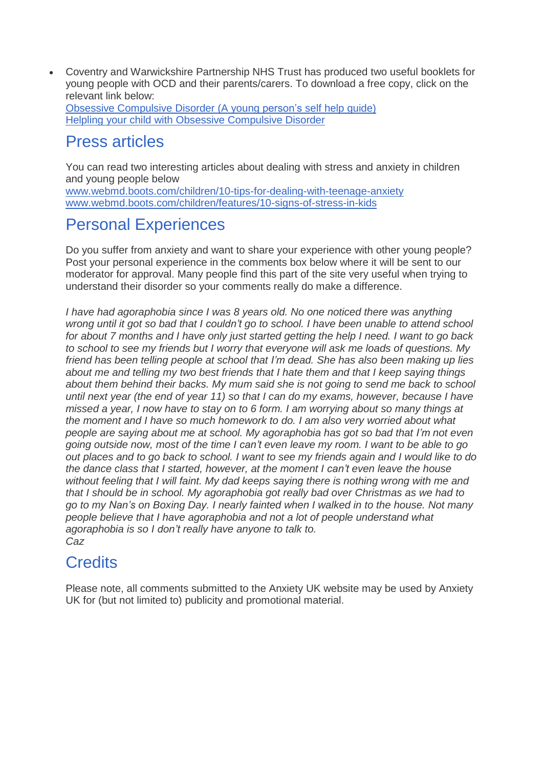- Coventry and Warwickshire Partnership NHS Trust has produced two useful booklets for young people with OCD and their parents/carers. To download a free copy, click on the relevant link below:
  [Obsessive Compulsive Disorder (A young person's self help guide)]()
  [Helpling your child with Obsessive Compulsive Disorder]()

## Press articles

You can read two interesting articles about dealing with stress and anxiety in children and young people below
www.webmd.boots.com/children/10-tips-for-dealing-with-teenage-anxiety
www.webmd.boots.com/children/features/10-signs-of-stress-in-kids

## Personal Experiences

Do you suffer from anxiety and want to share your experience with other young people? Post your personal experience in the comments box below where it will be sent to our moderator for approval. Many people find this part of the site very useful when trying to understand their disorder so your comments really do make a difference.

*I have had agoraphobia since I was 8 years old. No one noticed there was anything wrong until it got so bad that I couldn't go to school. I have been unable to attend school for about 7 months and I have only just started getting the help I need. I want to go back to school to see my friends but I worry that everyone will ask me loads of questions. My friend has been telling people at school that I'm dead. She has also been making up lies about me and telling my two best friends that I hate them and that I keep saying things about them behind their backs. My mum said she is not going to send me back to school until next year (the end of year 11) so that I can do my exams, however, because I have missed a year, I now have to stay on to 6 form. I am worrying about so many things at the moment and I have so much homework to do. I am also very worried about what people are saying about me at school. My agoraphobia has got so bad that I'm not even going outside now, most of the time I can't even leave my room. I want to be able to go out places and to go back to school. I want to see my friends again and I would like to do the dance class that I started, however, at the moment I can't even leave the house without feeling that I will faint. My dad keeps saying there is nothing wrong with me and that I should be in school. My agoraphobia got really bad over Christmas as we had to go to my Nan's on Boxing Day. I nearly fainted when I walked in to the house. Not many people believe that I have agoraphobia and not a lot of people understand what agoraphobia is so I don't really have anyone to talk to.*
*Caz*

## Credits

Please note, all comments submitted to the Anxiety UK website may be used by Anxiety UK for (but not limited to) publicity and promotional material.